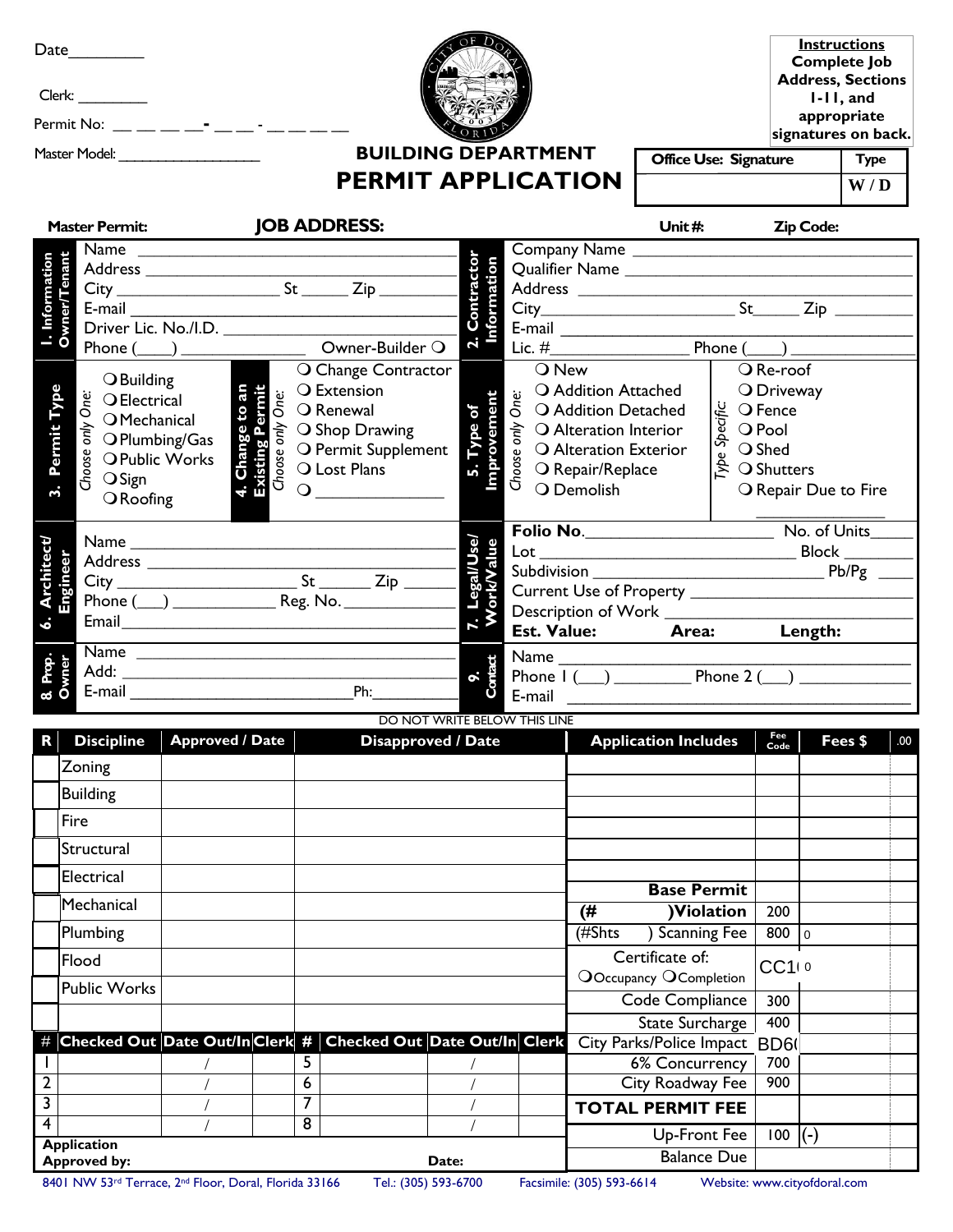Date________

Clerk: ________

Permit No: __ __ __ __- __ __ - __ __ __ __

Master Model: ________________

**Instructions**
**Complete Job Address, Sections 1-11, and appropriate signatures on back.**

# BUILDING DEPARTMENT
# PERMIT APPLICATION

| Office Use: Signature | Type |
|---|---|
| | W / D |

**Master Permit:** **JOB ADDRESS:** **Unit #:** **Zip Code:**

**1. Information Owner/Tenant**

Name ________________
Address ________________
City ________________ St _____ Zip ________
E-mail ________________
Driver Lic. No./I.D. ________________
Phone (____) ____________ Owner-Builder ❍

**2. Contractor Information**

Company Name ________________
Qualifier Name ________________
Address ________________
City________________ St_____ Zip ________
E-mail ________________
Lic. #____________ Phone (____) ____________

**3. Permit Type** (*Choose only One:*)

❍ Building
❍ Electrical
❍ Mechanical
❍ Plumbing/Gas
❍ Public Works
❍ Sign
❍ Roofing

**4. Change to an Existing Permit** (*Choose only One:*)

❍ Change Contractor
❍ Extension
❍ Renewal
❍ Shop Drawing
❍ Permit Supplement
❍ Lost Plans
❍ ____________

**5. Type of Improvement** (*Choose only One:*)

❍ New
❍ Addition Attached
❍ Addition Detached
❍ Alteration Interior
❍ Alteration Exterior
❍ Repair/Replace
❍ Demolish

*Type Specific:*

❍ Re-roof
❍ Driveway
❍ Fence
❍ Pool
❍ Shed
❍ Shutters
❍ Repair Due to Fire
____________

**6. Architect/ Engineer**

Name ________________
Address ________________
City ________________ St ______ Zip ______
Phone (___) ____________ Reg. No. ____________
Email________________

**7. Legal/Use/ Work/Value**

**Folio No.**________________ No. of Units_____
Lot ________________ Block ________
Subdivision ________________ Pb/Pg ____
Current Use of Property ________________
Description of Work ________________
**Est. Value:** **Area:** **Length:**

**8. Prop. Owner**

Name ________________
Add: ________________
E-mail ________________ Ph:________

**9. Contact**

Name ________________
Phone 1 (___) ________ Phone 2 (___) ____________
E-mail ________________

DO NOT WRITE BELOW THIS LINE

| R | Discipline | Approved / Date | Disapproved / Date |
|---|---|---|---|
| | Zoning | | |
| | Building | | |
| | Fire | | |
| | Structural | | |
| | Electrical | | |
| | Mechanical | | |
| | Plumbing | | |
| | Flood | | |
| | Public Works | | |
| | | | |

| Application Includes | Fee Code | Fees $ | .00 |
|---|---|---|---|
| | | | |
| | | | |
| | | | |
| | | | |
| | | | |
| **Base Permit** | | | |
| **(# )Violation** | 200 | | |
| (#Shts ) Scanning Fee | 800 | 0 | |
| Certificate of: ❍Occupancy ❍Completion | CC1 | 0 | |
| Code Compliance | 300 | | |
| State Surcharge | 400 | | |
| City Parks/Police Impact | BD6( | | |
| 6% Concurrency | 700 | | |
| City Roadway Fee | 900 | | |
| **TOTAL PERMIT FEE** | | | |
| Up-Front Fee | 100 | (-) | |
| Balance Due | | | |

| # | Checked Out | Date Out/In | Clerk | # | Checked Out | Date Out/In | Clerk |
|---|---|---|---|---|---|---|---|
| 1 | | / | | 5 | | / | |
| 2 | | / | | 6 | | / | |
| 3 | | / | | 7 | | / | |
| 4 | | / | | 8 | | / | |

**Application Approved by:** **Date:**

8401 NW 53rd Terrace, 2nd Floor, Doral, Florida 33166 Tel.: (305) 593-6700 Facsimile: (305) 593-6614 Website: www.cityofdoral.com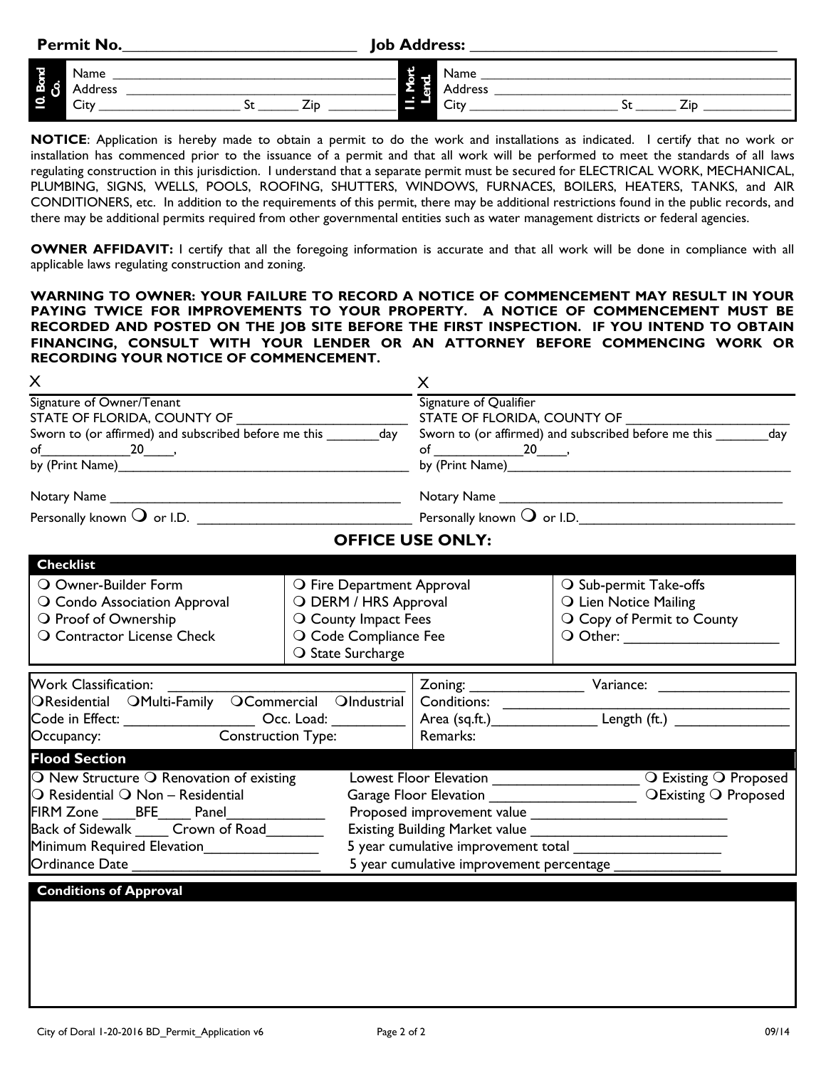**Permit No.**\_\_\_\_\_\_\_\_\_\_\_\_\_\_\_\_\_\_\_\_\_\_\_\_\_\_\_\_ **Job Address:** \_\_\_\_\_\_\_\_\_\_\_\_\_\_\_\_\_\_\_\_\_\_\_\_\_\_\_\_\_\_\_\_\_\_\_\_\_\_\_\_

| | | | |
|---|---|---|---|
| 10. Bond Co. | Name \_\_\_\_\_\_\_\_\_\_\_\_\_\_\_\_\_\_\_\_\_\_\_\_<br>Address \_\_\_\_\_\_\_\_\_\_\_\_\_\_\_\_\_\_\_\_\_\_<br>City \_\_\_\_\_\_\_\_\_\_\_\_ St \_\_\_\_ Zip \_\_\_\_\_\_ | 11. Mort. Lend. | Name \_\_\_\_\_\_\_\_\_\_\_\_\_\_\_\_\_\_\_\_\_\_\_\_<br>Address \_\_\_\_\_\_\_\_\_\_\_\_\_\_\_\_\_\_\_\_\_\_<br>City \_\_\_\_\_\_\_\_\_\_\_\_ St \_\_\_\_ Zip \_\_\_\_\_\_ |

**NOTICE**: Application is hereby made to obtain a permit to do the work and installations as indicated. I certify that no work or installation has commenced prior to the issuance of a permit and that all work will be performed to meet the standards of all laws regulating construction in this jurisdiction. I understand that a separate permit must be secured for ELECTRICAL WORK, MECHANICAL, PLUMBING, SIGNS, WELLS, POOLS, ROOFING, SHUTTERS, WINDOWS, FURNACES, BOILERS, HEATERS, TANKS, and AIR CONDITIONERS, etc. In addition to the requirements of this permit, there may be additional restrictions found in the public records, and there may be additional permits required from other governmental entities such as water management districts or federal agencies.

**OWNER AFFIDAVIT:** I certify that all the foregoing information is accurate and that all work will be done in compliance with all applicable laws regulating construction and zoning.

**WARNING TO OWNER: YOUR FAILURE TO RECORD A NOTICE OF COMMENCEMENT MAY RESULT IN YOUR PAYING TWICE FOR IMPROVEMENTS TO YOUR PROPERTY. A NOTICE OF COMMENCEMENT MUST BE RECORDED AND POSTED ON THE JOB SITE BEFORE THE FIRST INSPECTION. IF YOU INTEND TO OBTAIN FINANCING, CONSULT WITH YOUR LENDER OR AN ATTORNEY BEFORE COMMENCING WORK OR RECORDING YOUR NOTICE OF COMMENCEMENT.**

| | |
|---|---|
| X | X |
| Signature of Owner/Tenant | Signature of Qualifier |
| STATE OF FLORIDA, COUNTY OF \_\_\_\_\_\_\_\_\_\_\_\_\_\_\_\_\_\_ | STATE OF FLORIDA, COUNTY OF \_\_\_\_\_\_\_\_\_\_\_\_\_\_\_\_\_\_ |
| Sworn to (or affirmed) and subscribed before me this \_\_\_\_\_\_day of\_\_\_\_\_\_\_\_\_\_20\_\_\_\_, | Sworn to (or affirmed) and subscribed before me this \_\_\_\_\_\_day of \_\_\_\_\_\_\_\_\_\_20\_\_\_\_, |
| by (Print Name)\_\_\_\_\_\_\_\_\_\_\_\_\_\_\_\_\_\_\_\_\_\_\_\_\_\_\_\_ | by (Print Name)\_\_\_\_\_\_\_\_\_\_\_\_\_\_\_\_\_\_\_\_\_\_\_\_\_\_\_\_ |
| Notary Name \_\_\_\_\_\_\_\_\_\_\_\_\_\_\_\_\_\_\_\_\_\_\_\_\_\_\_\_ | Notary Name \_\_\_\_\_\_\_\_\_\_\_\_\_\_\_\_\_\_\_\_\_\_\_\_\_\_\_\_ |
| Personally known ❍ or I.D. \_\_\_\_\_\_\_\_\_\_\_\_\_\_\_\_\_\_ | Personally known ❍ or I.D.\_\_\_\_\_\_\_\_\_\_\_\_\_\_\_\_\_\_ |

## OFFICE USE ONLY:

**Checklist**

| | | |
|---|---|---|
| ❍ Owner-Builder Form | ❍ Fire Department Approval | ❍ Sub-permit Take-offs |
| ❍ Condo Association Approval | ❍ DERM / HRS Approval | ❍ Lien Notice Mailing |
| ❍ Proof of Ownership | ❍ County Impact Fees | ❍ Copy of Permit to County |
| ❍ Contractor License Check | ❍ Code Compliance Fee | ❍ Other: \_\_\_\_\_\_\_\_\_\_\_\_\_\_\_\_ |
| | ❍ State Surcharge | |

| | |
|---|---|
| Work Classification: \_\_\_\_\_\_\_\_\_\_\_\_\_\_\_\_\_\_\_\_ | Zoning: \_\_\_\_\_\_\_\_\_\_\_\_ Variance: \_\_\_\_\_\_\_\_\_\_\_\_\_\_ |
| ❍Residential ❍Multi-Family ❍Commercial ❍Industrial | Conditions: \_\_\_\_\_\_\_\_\_\_\_\_\_\_\_\_\_\_\_\_\_\_\_\_\_\_\_\_ |
| Code in Effect: \_\_\_\_\_\_\_\_\_\_\_\_\_\_ Occ. Load: \_\_\_\_\_\_\_\_ | Area (sq.ft.)\_\_\_\_\_\_\_\_\_\_\_\_ Length (ft.) \_\_\_\_\_\_\_\_\_\_\_\_ |
| Occupancy: Construction Type: | Remarks: |

**Flood Section**

| | |
|---|---|
| ❍ New Structure ❍ Renovation of existing | Lowest Floor Elevation \_\_\_\_\_\_\_\_\_\_\_\_\_\_\_\_ ❍ Existing ❍ Proposed |
| ❍ Residential ❍ Non – Residential | Garage Floor Elevation \_\_\_\_\_\_\_\_\_\_\_\_\_\_\_\_ ❍Existing ❍ Proposed |
| FIRM Zone \_\_\_\_BFE\_\_\_\_ Panel\_\_\_\_\_\_\_\_\_\_\_\_ | Proposed improvement value \_\_\_\_\_\_\_\_\_\_\_\_\_\_\_\_\_\_\_\_ |
| Back of Sidewalk \_\_\_\_ Crown of Road\_\_\_\_\_\_\_ | Existing Building Market value \_\_\_\_\_\_\_\_\_\_\_\_\_\_\_\_\_\_\_\_ |
| Minimum Required Elevation\_\_\_\_\_\_\_\_\_\_\_\_\_\_ | 5 year cumulative improvement total \_\_\_\_\_\_\_\_\_\_\_\_\_\_\_\_ |
| Ordinance Date \_\_\_\_\_\_\_\_\_\_\_\_\_\_\_\_\_\_\_\_\_\_ | 5 year cumulative improvement percentage \_\_\_\_\_\_\_\_\_\_\_\_ |

**Conditions of Approval**